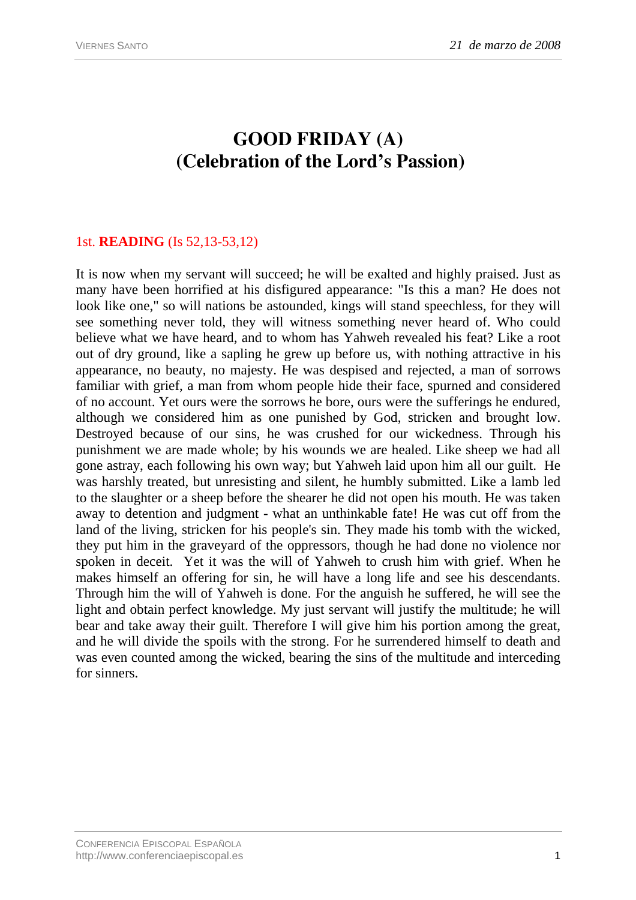# GOOD FRIDAY (A)
# (Celebration of the Lord's Passion)

1st. **READING** (Is 52,13-53,12)

It is now when my servant will succeed; he will be exalted and highly praised. Just as many have been horrified at his disfigured appearance: "Is this a man? He does not look like one," so will nations be astounded, kings will stand speechless, for they will see something never told, they will witness something never heard of. Who could believe what we have heard, and to whom has Yahweh revealed his feat? Like a root out of dry ground, like a sapling he grew up before us, with nothing attractive in his appearance, no beauty, no majesty. He was despised and rejected, a man of sorrows familiar with grief, a man from whom people hide their face, spurned and considered of no account. Yet ours were the sorrows he bore, ours were the sufferings he endured, although we considered him as one punished by God, stricken and brought low. Destroyed because of our sins, he was crushed for our wickedness. Through his punishment we are made whole; by his wounds we are healed. Like sheep we had all gone astray, each following his own way; but Yahweh laid upon him all our guilt. He was harshly treated, but unresisting and silent, he humbly submitted. Like a lamb led to the slaughter or a sheep before the shearer he did not open his mouth. He was taken away to detention and judgment - what an unthinkable fate! He was cut off from the land of the living, stricken for his people's sin. They made his tomb with the wicked, they put him in the graveyard of the oppressors, though he had done no violence nor spoken in deceit. Yet it was the will of Yahweh to crush him with grief. When he makes himself an offering for sin, he will have a long life and see his descendants. Through him the will of Yahweh is done. For the anguish he suffered, he will see the light and obtain perfect knowledge. My just servant will justify the multitude; he will bear and take away their guilt. Therefore I will give him his portion among the great, and he will divide the spoils with the strong. For he surrendered himself to death and was even counted among the wicked, bearing the sins of the multitude and interceding for sinners.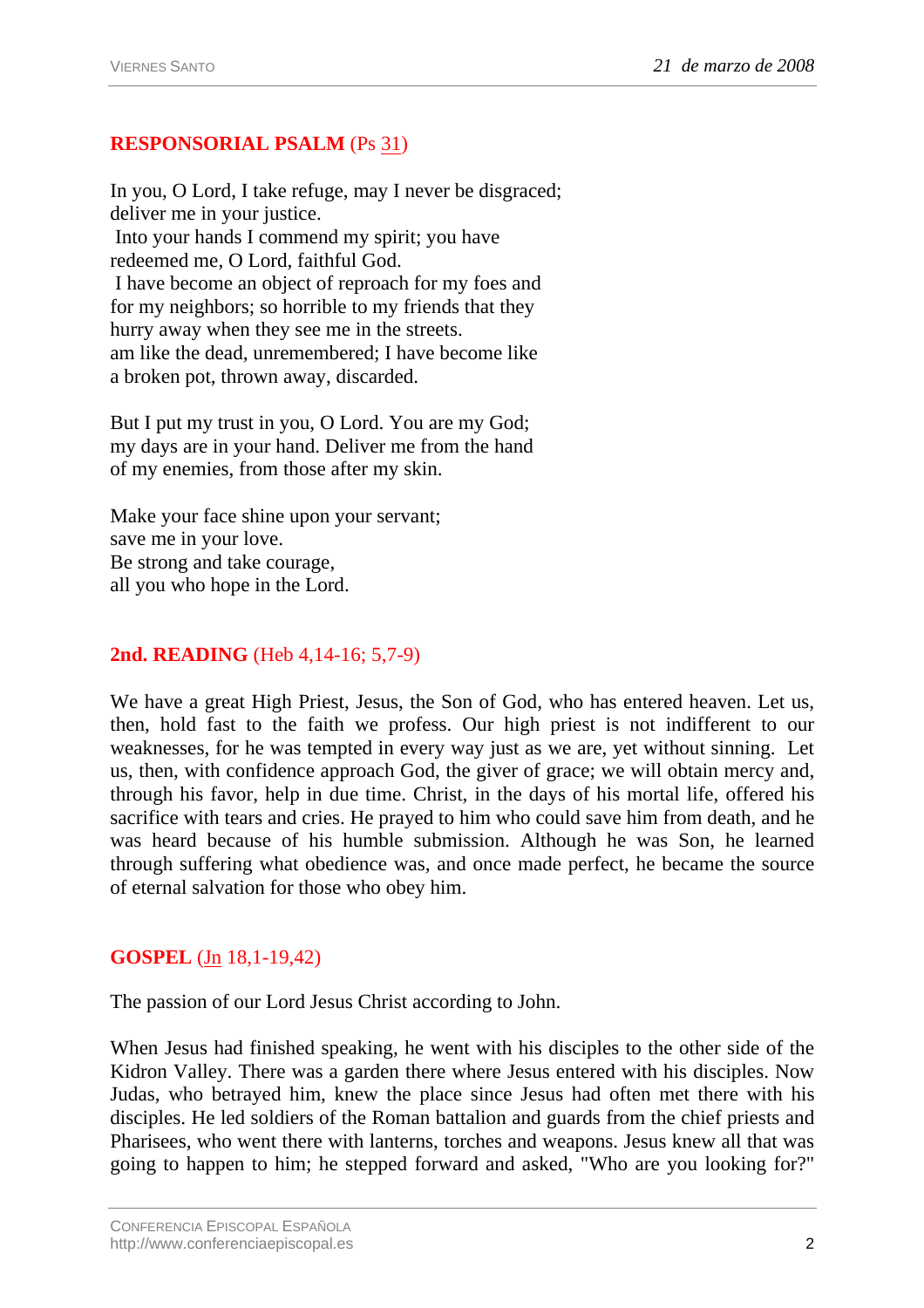**RESPONSORIAL PSALM** (Ps 31)

In you, O Lord, I take refuge, may I never be disgraced;
deliver me in your justice.
Into your hands I commend my spirit; you have
redeemed me, O Lord, faithful God.
I have become an object of reproach for my foes and
for my neighbors; so horrible to my friends that they
hurry away when they see me in the streets.
am like the dead, unremembered; I have become like
a broken pot, thrown away, discarded.

But I put my trust in you, O Lord. You are my God;
my days are in your hand. Deliver me from the hand
of my enemies, from those after my skin.

Make your face shine upon your servant;
save me in your love.
Be strong and take courage,
all you who hope in the Lord.

**2nd. READING** (Heb 4,14-16; 5,7-9)

We have a great High Priest, Jesus, the Son of God, who has entered heaven. Let us, then, hold fast to the faith we profess. Our high priest is not indifferent to our weaknesses, for he was tempted in every way just as we are, yet without sinning. Let us, then, with confidence approach God, the giver of grace; we will obtain mercy and, through his favor, help in due time. Christ, in the days of his mortal life, offered his sacrifice with tears and cries. He prayed to him who could save him from death, and he was heard because of his humble submission. Although he was Son, he learned through suffering what obedience was, and once made perfect, he became the source of eternal salvation for those who obey him.

**GOSPEL** (Jn 18,1-19,42)

The passion of our Lord Jesus Christ according to John.

When Jesus had finished speaking, he went with his disciples to the other side of the Kidron Valley. There was a garden there where Jesus entered with his disciples. Now Judas, who betrayed him, knew the place since Jesus had often met there with his disciples. He led soldiers of the Roman battalion and guards from the chief priests and Pharisees, who went there with lanterns, torches and weapons. Jesus knew all that was going to happen to him; he stepped forward and asked, "Who are you looking for?"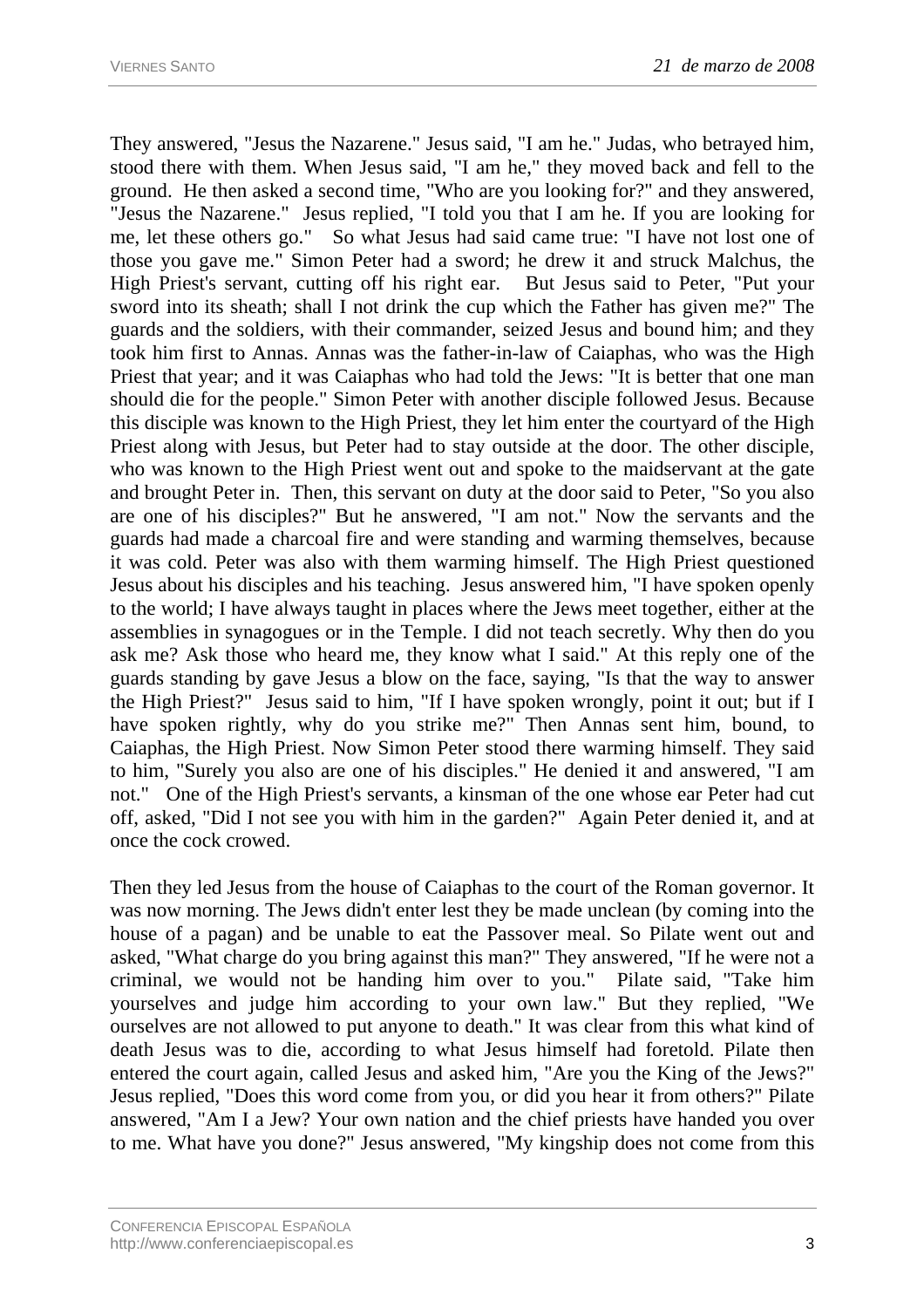They answered, "Jesus the Nazarene." Jesus said, "I am he." Judas, who betrayed him, stood there with them. When Jesus said, "I am he," they moved back and fell to the ground. He then asked a second time, "Who are you looking for?" and they answered, "Jesus the Nazarene." Jesus replied, "I told you that I am he. If you are looking for me, let these others go." So what Jesus had said came true: "I have not lost one of those you gave me." Simon Peter had a sword; he drew it and struck Malchus, the High Priest's servant, cutting off his right ear. But Jesus said to Peter, "Put your sword into its sheath; shall I not drink the cup which the Father has given me?" The guards and the soldiers, with their commander, seized Jesus and bound him; and they took him first to Annas. Annas was the father-in-law of Caiaphas, who was the High Priest that year; and it was Caiaphas who had told the Jews: "It is better that one man should die for the people." Simon Peter with another disciple followed Jesus. Because this disciple was known to the High Priest, they let him enter the courtyard of the High Priest along with Jesus, but Peter had to stay outside at the door. The other disciple, who was known to the High Priest went out and spoke to the maidservant at the gate and brought Peter in. Then, this servant on duty at the door said to Peter, "So you also are one of his disciples?" But he answered, "I am not." Now the servants and the guards had made a charcoal fire and were standing and warming themselves, because it was cold. Peter was also with them warming himself. The High Priest questioned Jesus about his disciples and his teaching. Jesus answered him, "I have spoken openly to the world; I have always taught in places where the Jews meet together, either at the assemblies in synagogues or in the Temple. I did not teach secretly. Why then do you ask me? Ask those who heard me, they know what I said." At this reply one of the guards standing by gave Jesus a blow on the face, saying, "Is that the way to answer the High Priest?" Jesus said to him, "If I have spoken wrongly, point it out; but if I have spoken rightly, why do you strike me?" Then Annas sent him, bound, to Caiaphas, the High Priest. Now Simon Peter stood there warming himself. They said to him, "Surely you also are one of his disciples." He denied it and answered, "I am not." One of the High Priest's servants, a kinsman of the one whose ear Peter had cut off, asked, "Did I not see you with him in the garden?" Again Peter denied it, and at once the cock crowed.

Then they led Jesus from the house of Caiaphas to the court of the Roman governor. It was now morning. The Jews didn't enter lest they be made unclean (by coming into the house of a pagan) and be unable to eat the Passover meal. So Pilate went out and asked, "What charge do you bring against this man?" They answered, "If he were not a criminal, we would not be handing him over to you." Pilate said, "Take him yourselves and judge him according to your own law." But they replied, "We ourselves are not allowed to put anyone to death." It was clear from this what kind of death Jesus was to die, according to what Jesus himself had foretold. Pilate then entered the court again, called Jesus and asked him, "Are you the King of the Jews?" Jesus replied, "Does this word come from you, or did you hear it from others?" Pilate answered, "Am I a Jew? Your own nation and the chief priests have handed you over to me. What have you done?" Jesus answered, "My kingship does not come from this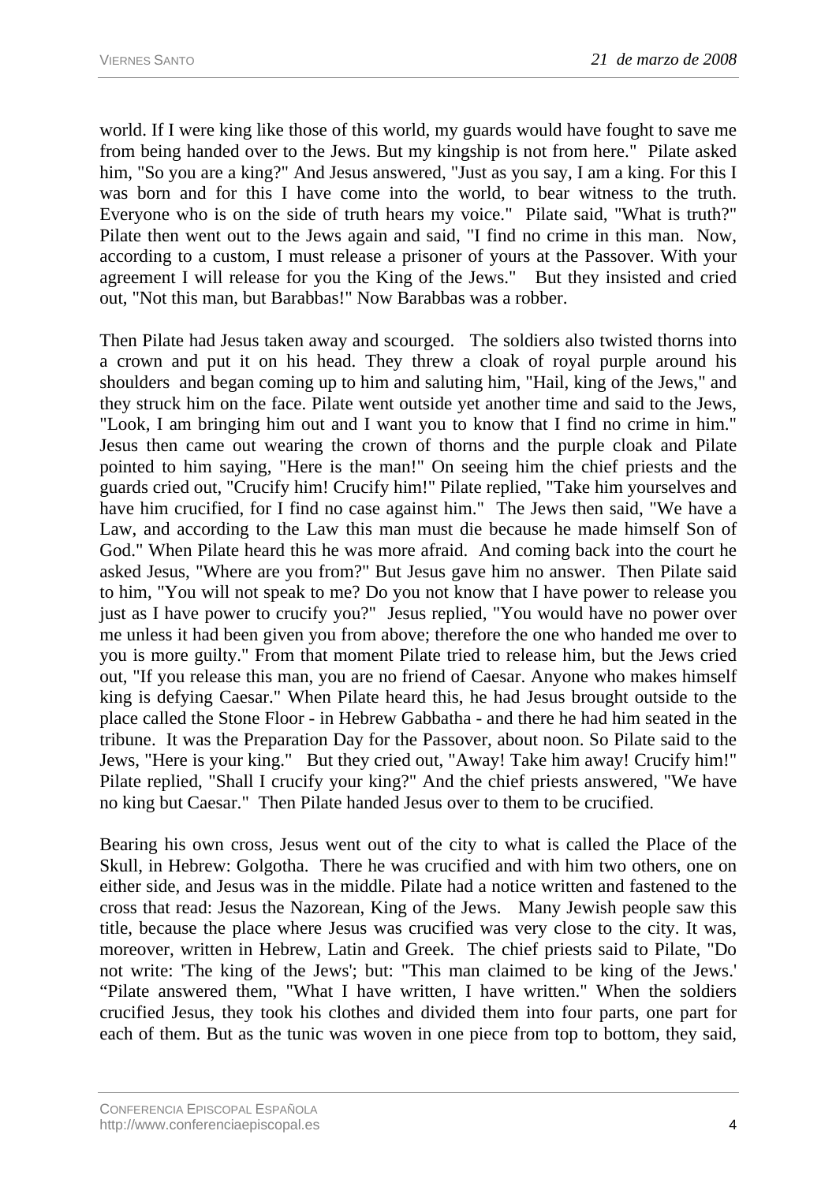world. If I were king like those of this world, my guards would have fought to save me from being handed over to the Jews. But my kingship is not from here." Pilate asked him, "So you are a king?" And Jesus answered, "Just as you say, I am a king. For this I was born and for this I have come into the world, to bear witness to the truth. Everyone who is on the side of truth hears my voice." Pilate said, "What is truth?" Pilate then went out to the Jews again and said, "I find no crime in this man. Now, according to a custom, I must release a prisoner of yours at the Passover. With your agreement I will release for you the King of the Jews." But they insisted and cried out, "Not this man, but Barabbas!" Now Barabbas was a robber.

Then Pilate had Jesus taken away and scourged. The soldiers also twisted thorns into a crown and put it on his head. They threw a cloak of royal purple around his shoulders and began coming up to him and saluting him, "Hail, king of the Jews," and they struck him on the face. Pilate went outside yet another time and said to the Jews, "Look, I am bringing him out and I want you to know that I find no crime in him." Jesus then came out wearing the crown of thorns and the purple cloak and Pilate pointed to him saying, "Here is the man!" On seeing him the chief priests and the guards cried out, "Crucify him! Crucify him!" Pilate replied, "Take him yourselves and have him crucified, for I find no case against him." The Jews then said, "We have a Law, and according to the Law this man must die because he made himself Son of God." When Pilate heard this he was more afraid. And coming back into the court he asked Jesus, "Where are you from?" But Jesus gave him no answer. Then Pilate said to him, "You will not speak to me? Do you not know that I have power to release you just as I have power to crucify you?" Jesus replied, "You would have no power over me unless it had been given you from above; therefore the one who handed me over to you is more guilty." From that moment Pilate tried to release him, but the Jews cried out, "If you release this man, you are no friend of Caesar. Anyone who makes himself king is defying Caesar." When Pilate heard this, he had Jesus brought outside to the place called the Stone Floor - in Hebrew Gabbatha - and there he had him seated in the tribune. It was the Preparation Day for the Passover, about noon. So Pilate said to the Jews, "Here is your king." But they cried out, "Away! Take him away! Crucify him!" Pilate replied, "Shall I crucify your king?" And the chief priests answered, "We have no king but Caesar." Then Pilate handed Jesus over to them to be crucified.

Bearing his own cross, Jesus went out of the city to what is called the Place of the Skull, in Hebrew: Golgotha. There he was crucified and with him two others, one on either side, and Jesus was in the middle. Pilate had a notice written and fastened to the cross that read: Jesus the Nazorean, King of the Jews. Many Jewish people saw this title, because the place where Jesus was crucified was very close to the city. It was, moreover, written in Hebrew, Latin and Greek. The chief priests said to Pilate, "Do not write: 'The king of the Jews'; but: "This man claimed to be king of the Jews.' "Pilate answered them, "What I have written, I have written." When the soldiers crucified Jesus, they took his clothes and divided them into four parts, one part for each of them. But as the tunic was woven in one piece from top to bottom, they said,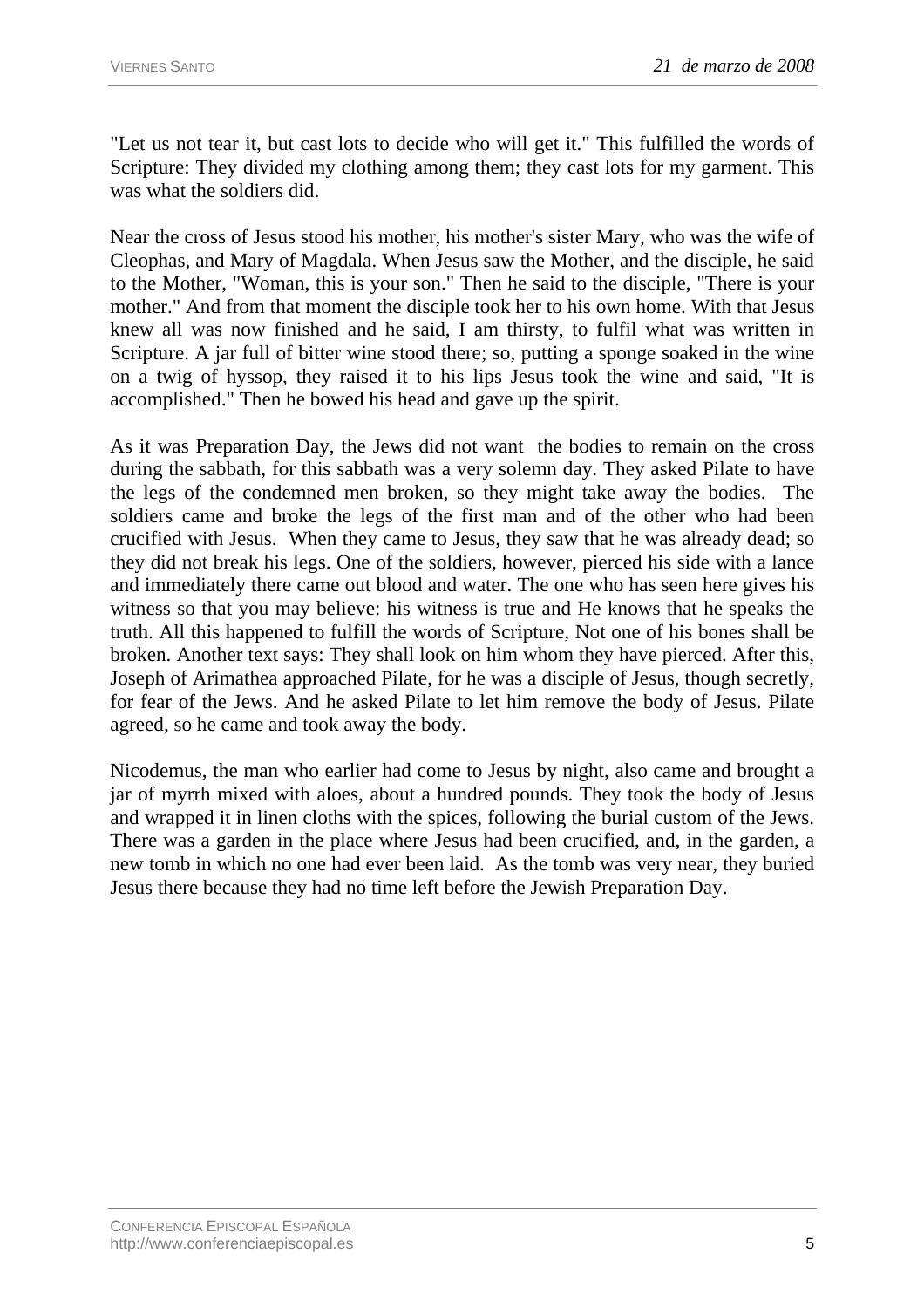"Let us not tear it, but cast lots to decide who will get it." This fulfilled the words of Scripture: They divided my clothing among them; they cast lots for my garment. This was what the soldiers did.

Near the cross of Jesus stood his mother, his mother's sister Mary, who was the wife of Cleophas, and Mary of Magdala. When Jesus saw the Mother, and the disciple, he said to the Mother, "Woman, this is your son." Then he said to the disciple, "There is your mother." And from that moment the disciple took her to his own home. With that Jesus knew all was now finished and he said, I am thirsty, to fulfil what was written in Scripture. A jar full of bitter wine stood there; so, putting a sponge soaked in the wine on a twig of hyssop, they raised it to his lips Jesus took the wine and said, "It is accomplished." Then he bowed his head and gave up the spirit.

As it was Preparation Day, the Jews did not want the bodies to remain on the cross during the sabbath, for this sabbath was a very solemn day. They asked Pilate to have the legs of the condemned men broken, so they might take away the bodies. The soldiers came and broke the legs of the first man and of the other who had been crucified with Jesus. When they came to Jesus, they saw that he was already dead; so they did not break his legs. One of the soldiers, however, pierced his side with a lance and immediately there came out blood and water. The one who has seen here gives his witness so that you may believe: his witness is true and He knows that he speaks the truth. All this happened to fulfill the words of Scripture, Not one of his bones shall be broken. Another text says: They shall look on him whom they have pierced. After this, Joseph of Arimathea approached Pilate, for he was a disciple of Jesus, though secretly, for fear of the Jews. And he asked Pilate to let him remove the body of Jesus. Pilate agreed, so he came and took away the body.

Nicodemus, the man who earlier had come to Jesus by night, also came and brought a jar of myrrh mixed with aloes, about a hundred pounds. They took the body of Jesus and wrapped it in linen cloths with the spices, following the burial custom of the Jews. There was a garden in the place where Jesus had been crucified, and, in the garden, a new tomb in which no one had ever been laid. As the tomb was very near, they buried Jesus there because they had no time left before the Jewish Preparation Day.